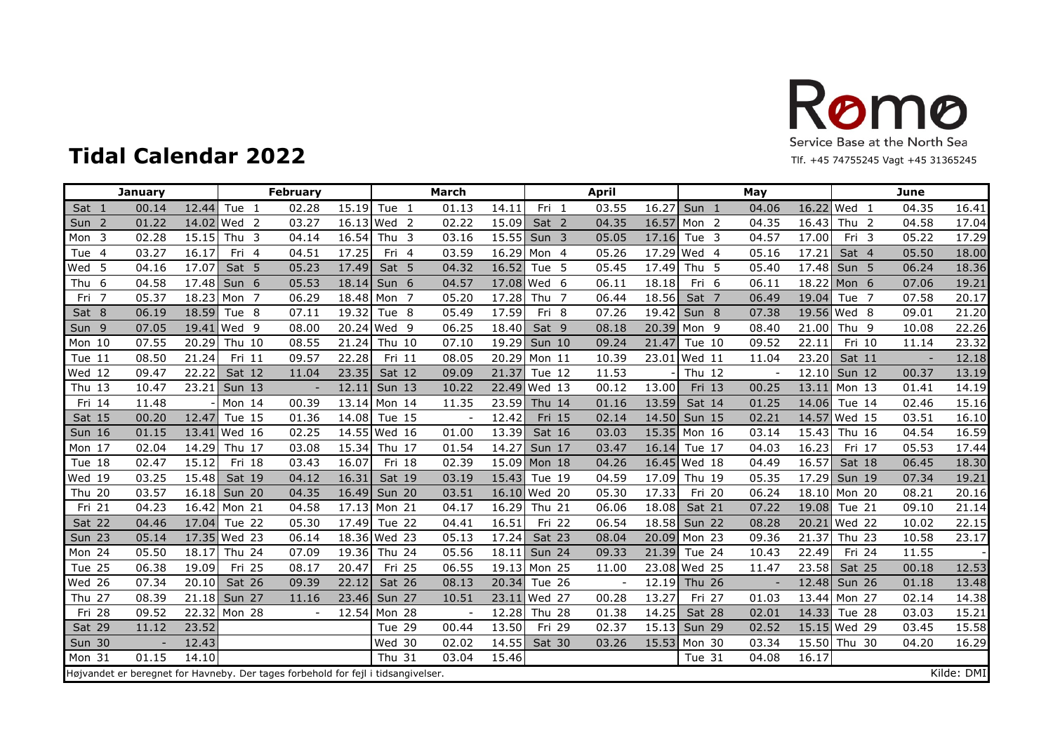# Tidal Calendar 2022

Rømø
Service Base at the North Sea
Tlf. +45 74755245 Vagt +45 31365245

| January | | | February | | | March | | | April | | | May | | | June | | |
|---|---|---|---|---|---|---|---|---|---|---|---|---|---|---|---|---|---|
| Sat 1 | 00.14 | 12.44 | Tue 1 | 02.28 | 15.19 | Tue 1 | 01.13 | 14.11 | Fri 1 | 03.55 | 16.27 | Sun 1 | 04.06 | 16.22 | Wed 1 | 04.35 | 16.41 |
| Sun 2 | 01.22 | 14.02 | Wed 2 | 03.27 | 16.13 | Wed 2 | 02.22 | 15.09 | Sat 2 | 04.35 | 16.57 | Mon 2 | 04.35 | 16.43 | Thu 2 | 04.58 | 17.04 |
| Mon 3 | 02.28 | 15.15 | Thu 3 | 04.14 | 16.54 | Thu 3 | 03.16 | 15.55 | Sun 3 | 05.05 | 17.16 | Tue 3 | 04.57 | 17.00 | Fri 3 | 05.22 | 17.29 |
| Tue 4 | 03.27 | 16.17 | Fri 4 | 04.51 | 17.25 | Fri 4 | 03.59 | 16.29 | Mon 4 | 05.26 | 17.29 | Wed 4 | 05.16 | 17.21 | Sat 4 | 05.50 | 18.00 |
| Wed 5 | 04.16 | 17.07 | Sat 5 | 05.23 | 17.49 | Sat 5 | 04.32 | 16.52 | Tue 5 | 05.45 | 17.49 | Thu 5 | 05.40 | 17.48 | Sun 5 | 06.24 | 18.36 |
| Thu 6 | 04.58 | 17.48 | Sun 6 | 05.53 | 18.14 | Sun 6 | 04.57 | 17.08 | Wed 6 | 06.11 | 18.18 | Fri 6 | 06.11 | 18.22 | Mon 6 | 07.06 | 19.21 |
| Fri 7 | 05.37 | 18.23 | Mon 7 | 06.29 | 18.48 | Mon 7 | 05.20 | 17.28 | Thu 7 | 06.44 | 18.56 | Sat 7 | 06.49 | 19.04 | Tue 7 | 07.58 | 20.17 |
| Sat 8 | 06.19 | 18.59 | Tue 8 | 07.11 | 19.32 | Tue 8 | 05.49 | 17.59 | Fri 8 | 07.26 | 19.42 | Sun 8 | 07.38 | 19.56 | Wed 8 | 09.01 | 21.20 |
| Sun 9 | 07.05 | 19.41 | Wed 9 | 08.00 | 20.24 | Wed 9 | 06.25 | 18.40 | Sat 9 | 08.18 | 20.39 | Mon 9 | 08.40 | 21.00 | Thu 9 | 10.08 | 22.26 |
| Mon 10 | 07.55 | 20.29 | Thu 10 | 08.55 | 21.24 | Thu 10 | 07.10 | 19.29 | Sun 10 | 09.24 | 21.47 | Tue 10 | 09.52 | 22.11 | Fri 10 | 11.14 | 23.32 |
| Tue 11 | 08.50 | 21.24 | Fri 11 | 09.57 | 22.28 | Fri 11 | 08.05 | 20.29 | Mon 11 | 10.39 | 23.01 | Wed 11 | 11.04 | 23.20 | Sat 11 | - | 12.18 |
| Wed 12 | 09.47 | 22.22 | Sat 12 | 11.04 | 23.35 | Sat 12 | 09.09 | 21.37 | Tue 12 | 11.53 | - | Thu 12 | - | 12.10 | Sun 12 | 00.37 | 13.19 |
| Thu 13 | 10.47 | 23.21 | Sun 13 | - | 12.11 | Sun 13 | 10.22 | 22.49 | Wed 13 | 00.12 | 13.00 | Fri 13 | 00.25 | 13.11 | Mon 13 | 01.41 | 14.19 |
| Fri 14 | 11.48 | - | Mon 14 | 00.39 | 13.14 | Mon 14 | 11.35 | 23.59 | Thu 14 | 01.16 | 13.59 | Sat 14 | 01.25 | 14.06 | Tue 14 | 02.46 | 15.16 |
| Sat 15 | 00.20 | 12.47 | Tue 15 | 01.36 | 14.08 | Tue 15 | - | 12.42 | Fri 15 | 02.14 | 14.50 | Sun 15 | 02.21 | 14.57 | Wed 15 | 03.51 | 16.10 |
| Sun 16 | 01.15 | 13.41 | Wed 16 | 02.25 | 14.55 | Wed 16 | 01.00 | 13.39 | Sat 16 | 03.03 | 15.35 | Mon 16 | 03.14 | 15.43 | Thu 16 | 04.54 | 16.59 |
| Mon 17 | 02.04 | 14.29 | Thu 17 | 03.08 | 15.34 | Thu 17 | 01.54 | 14.27 | Sun 17 | 03.47 | 16.14 | Tue 17 | 04.03 | 16.23 | Fri 17 | 05.53 | 17.44 |
| Tue 18 | 02.47 | 15.12 | Fri 18 | 03.43 | 16.07 | Fri 18 | 02.39 | 15.09 | Mon 18 | 04.26 | 16.45 | Wed 18 | 04.49 | 16.57 | Sat 18 | 06.45 | 18.30 |
| Wed 19 | 03.25 | 15.48 | Sat 19 | 04.12 | 16.31 | Sat 19 | 03.19 | 15.43 | Tue 19 | 04.59 | 17.09 | Thu 19 | 05.35 | 17.29 | Sun 19 | 07.34 | 19.21 |
| Thu 20 | 03.57 | 16.18 | Sun 20 | 04.35 | 16.49 | Sun 20 | 03.51 | 16.10 | Wed 20 | 05.30 | 17.33 | Fri 20 | 06.24 | 18.10 | Mon 20 | 08.21 | 20.16 |
| Fri 21 | 04.23 | 16.42 | Mon 21 | 04.58 | 17.13 | Mon 21 | 04.17 | 16.29 | Thu 21 | 06.06 | 18.08 | Sat 21 | 07.22 | 19.08 | Tue 21 | 09.10 | 21.14 |
| Sat 22 | 04.46 | 17.04 | Tue 22 | 05.30 | 17.49 | Tue 22 | 04.41 | 16.51 | Fri 22 | 06.54 | 18.58 | Sun 22 | 08.28 | 20.21 | Wed 22 | 10.02 | 22.15 |
| Sun 23 | 05.14 | 17.35 | Wed 23 | 06.14 | 18.36 | Wed 23 | 05.13 | 17.24 | Sat 23 | 08.04 | 20.09 | Mon 23 | 09.36 | 21.37 | Thu 23 | 10.58 | 23.17 |
| Mon 24 | 05.50 | 18.17 | Thu 24 | 07.09 | 19.36 | Thu 24 | 05.56 | 18.11 | Sun 24 | 09.33 | 21.39 | Tue 24 | 10.43 | 22.49 | Fri 24 | 11.55 | - |
| Tue 25 | 06.38 | 19.09 | Fri 25 | 08.17 | 20.47 | Fri 25 | 06.55 | 19.13 | Mon 25 | 11.00 | 23.08 | Wed 25 | 11.47 | 23.58 | Sat 25 | 00.18 | 12.53 |
| Wed 26 | 07.34 | 20.10 | Sat 26 | 09.39 | 22.12 | Sat 26 | 08.13 | 20.34 | Tue 26 | - | 12.19 | Thu 26 | - | 12.48 | Sun 26 | 01.18 | 13.48 |
| Thu 27 | 08.39 | 21.18 | Sun 27 | 11.16 | 23.46 | Sun 27 | 10.51 | 23.11 | Wed 27 | 00.28 | 13.27 | Fri 27 | 01.03 | 13.44 | Mon 27 | 02.14 | 14.38 |
| Fri 28 | 09.52 | 22.32 | Mon 28 | - | 12.54 | Mon 28 | - | 12.28 | Thu 28 | 01.38 | 14.25 | Sat 28 | 02.01 | 14.33 | Tue 28 | 03.03 | 15.21 |
| Sat 29 | 11.12 | 23.52 | | | | Tue 29 | 00.44 | 13.50 | Fri 29 | 02.37 | 15.13 | Sun 29 | 02.52 | 15.15 | Wed 29 | 03.45 | 15.58 |
| Sun 30 | - | 12.43 | | | | Wed 30 | 02.02 | 14.55 | Sat 30 | 03.26 | 15.53 | Mon 30 | 03.34 | 15.50 | Thu 30 | 04.20 | 16.29 |
| Mon 31 | 01.15 | 14.10 | | | | Thu 31 | 03.04 | 15.46 | | | | Tue 31 | 04.08 | 16.17 | | | |

Højvandet er beregnet for Havneby. Der tages forbehold for fejl i tidsangivelser.

Kilde: DMI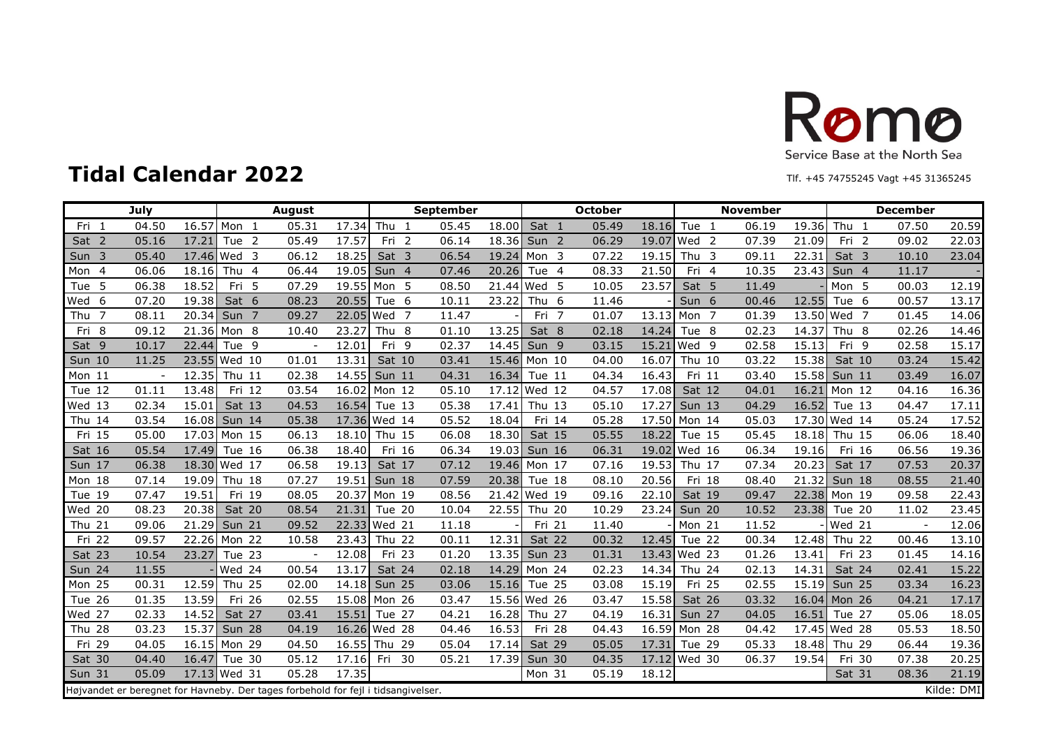# Tidal Calendar 2022

**Rømø**
Service Base at the North Sea

Tlf. +45 74755245 Vagt +45 31365245

| July | | | August | | | September | | | October | | | November | | | December | | |
|---|---|---|---|---|---|---|---|---|---|---|---|---|---|---|---|---|---|
| Fri 1 | 04.50 | 16.57 | Mon 1 | 05.31 | 17.34 | Thu 1 | 05.45 | 18.00 | Sat 1 | 05.49 | 18.16 | Tue 1 | 06.19 | 19.36 | Thu 1 | 07.50 | 20.59 |
| Sat 2 | 05.16 | 17.21 | Tue 2 | 05.49 | 17.57 | Fri 2 | 06.14 | 18.36 | Sun 2 | 06.29 | 19.07 | Wed 2 | 07.39 | 21.09 | Fri 2 | 09.02 | 22.03 |
| Sun 3 | 05.40 | 17.46 | Wed 3 | 06.12 | 18.25 | Sat 3 | 06.54 | 19.24 | Mon 3 | 07.22 | 19.15 | Thu 3 | 09.11 | 22.31 | Sat 3 | 10.10 | 23.04 |
| Mon 4 | 06.06 | 18.16 | Thu 4 | 06.44 | 19.05 | Sun 4 | 07.46 | 20.26 | Tue 4 | 08.33 | 21.50 | Fri 4 | 10.35 | 23.43 | Sun 4 | 11.17 | - |
| Tue 5 | 06.38 | 18.52 | Fri 5 | 07.29 | 19.55 | Mon 5 | 08.50 | 21.44 | Wed 5 | 10.05 | 23.57 | Sat 5 | 11.49 | - | Mon 5 | 00.03 | 12.19 |
| Wed 6 | 07.20 | 19.38 | Sat 6 | 08.23 | 20.55 | Tue 6 | 10.11 | 23.22 | Thu 6 | 11.46 | - | Sun 6 | 00.46 | 12.55 | Tue 6 | 00.57 | 13.17 |
| Thu 7 | 08.11 | 20.34 | Sun 7 | 09.27 | 22.05 | Wed 7 | 11.47 | - | Fri 7 | 01.07 | 13.13 | Mon 7 | 01.39 | 13.50 | Wed 7 | 01.45 | 14.06 |
| Fri 8 | 09.12 | 21.36 | Mon 8 | 10.40 | 23.27 | Thu 8 | 01.10 | 13.25 | Sat 8 | 02.18 | 14.24 | Tue 8 | 02.23 | 14.37 | Thu 8 | 02.26 | 14.46 |
| Sat 9 | 10.17 | 22.44 | Tue 9 | - | 12.01 | Fri 9 | 02.37 | 14.45 | Sun 9 | 03.15 | 15.21 | Wed 9 | 02.58 | 15.13 | Fri 9 | 02.58 | 15.17 |
| Sun 10 | 11.25 | 23.55 | Wed 10 | 01.01 | 13.31 | Sat 10 | 03.41 | 15.46 | Mon 10 | 04.00 | 16.07 | Thu 10 | 03.22 | 15.38 | Sat 10 | 03.24 | 15.42 |
| Mon 11 | - | 12.35 | Thu 11 | 02.38 | 14.55 | Sun 11 | 04.31 | 16.34 | Tue 11 | 04.34 | 16.43 | Fri 11 | 03.40 | 15.58 | Sun 11 | 03.49 | 16.07 |
| Tue 12 | 01.11 | 13.48 | Fri 12 | 03.54 | 16.02 | Mon 12 | 05.10 | 17.12 | Wed 12 | 04.57 | 17.08 | Sat 12 | 04.01 | 16.21 | Mon 12 | 04.16 | 16.36 |
| Wed 13 | 02.34 | 15.01 | Sat 13 | 04.53 | 16.54 | Tue 13 | 05.38 | 17.41 | Thu 13 | 05.10 | 17.27 | Sun 13 | 04.29 | 16.52 | Tue 13 | 04.47 | 17.11 |
| Thu 14 | 03.54 | 16.08 | Sun 14 | 05.38 | 17.36 | Wed 14 | 05.52 | 18.04 | Fri 14 | 05.28 | 17.50 | Mon 14 | 05.03 | 17.30 | Wed 14 | 05.24 | 17.52 |
| Fri 15 | 05.00 | 17.03 | Mon 15 | 06.13 | 18.10 | Thu 15 | 06.08 | 18.30 | Sat 15 | 05.55 | 18.22 | Tue 15 | 05.45 | 18.18 | Thu 15 | 06.06 | 18.40 |
| Sat 16 | 05.54 | 17.49 | Tue 16 | 06.38 | 18.40 | Fri 16 | 06.34 | 19.03 | Sun 16 | 06.31 | 19.02 | Wed 16 | 06.34 | 19.16 | Fri 16 | 06.56 | 19.36 |
| Sun 17 | 06.38 | 18.30 | Wed 17 | 06.58 | 19.13 | Sat 17 | 07.12 | 19.46 | Mon 17 | 07.16 | 19.53 | Thu 17 | 07.34 | 20.23 | Sat 17 | 07.53 | 20.37 |
| Mon 18 | 07.14 | 19.09 | Thu 18 | 07.27 | 19.51 | Sun 18 | 07.59 | 20.38 | Tue 18 | 08.10 | 20.56 | Fri 18 | 08.40 | 21.32 | Sun 18 | 08.55 | 21.40 |
| Tue 19 | 07.47 | 19.51 | Fri 19 | 08.05 | 20.37 | Mon 19 | 08.56 | 21.42 | Wed 19 | 09.16 | 22.10 | Sat 19 | 09.47 | 22.38 | Mon 19 | 09.58 | 22.43 |
| Wed 20 | 08.23 | 20.38 | Sat 20 | 08.54 | 21.31 | Tue 20 | 10.04 | 22.55 | Thu 20 | 10.29 | 23.24 | Sun 20 | 10.52 | 23.38 | Tue 20 | 11.02 | 23.45 |
| Thu 21 | 09.06 | 21.29 | Sun 21 | 09.52 | 22.33 | Wed 21 | 11.18 | - | Fri 21 | 11.40 | - | Mon 21 | 11.52 | - | Wed 21 | - | 12.06 |
| Fri 22 | 09.57 | 22.26 | Mon 22 | 10.58 | 23.43 | Thu 22 | 00.11 | 12.31 | Sat 22 | 00.32 | 12.45 | Tue 22 | 00.34 | 12.48 | Thu 22 | 00.46 | 13.10 |
| Sat 23 | 10.54 | 23.27 | Tue 23 | - | 12.08 | Fri 23 | 01.20 | 13.35 | Sun 23 | 01.31 | 13.43 | Wed 23 | 01.26 | 13.41 | Fri 23 | 01.45 | 14.16 |
| Sun 24 | 11.55 | - | Wed 24 | 00.54 | 13.17 | Sat 24 | 02.18 | 14.29 | Mon 24 | 02.23 | 14.34 | Thu 24 | 02.13 | 14.31 | Sat 24 | 02.41 | 15.22 |
| Mon 25 | 00.31 | 12.59 | Thu 25 | 02.00 | 14.18 | Sun 25 | 03.06 | 15.16 | Tue 25 | 03.08 | 15.19 | Fri 25 | 02.55 | 15.19 | Sun 25 | 03.34 | 16.23 |
| Tue 26 | 01.35 | 13.59 | Fri 26 | 02.55 | 15.08 | Mon 26 | 03.47 | 15.56 | Wed 26 | 03.47 | 15.58 | Sat 26 | 03.32 | 16.04 | Mon 26 | 04.21 | 17.17 |
| Wed 27 | 02.33 | 14.52 | Sat 27 | 03.41 | 15.51 | Tue 27 | 04.21 | 16.28 | Thu 27 | 04.19 | 16.31 | Sun 27 | 04.05 | 16.51 | Tue 27 | 05.06 | 18.05 |
| Thu 28 | 03.23 | 15.37 | Sun 28 | 04.19 | 16.26 | Wed 28 | 04.46 | 16.53 | Fri 28 | 04.43 | 16.59 | Mon 28 | 04.42 | 17.45 | Wed 28 | 05.53 | 18.50 |
| Fri 29 | 04.05 | 16.15 | Mon 29 | 04.50 | 16.55 | Thu 29 | 05.04 | 17.14 | Sat 29 | 05.05 | 17.31 | Tue 29 | 05.33 | 18.48 | Thu 29 | 06.44 | 19.36 |
| Sat 30 | 04.40 | 16.47 | Tue 30 | 05.12 | 17.16 | Fri 30 | 05.21 | 17.39 | Sun 30 | 04.35 | 17.12 | Wed 30 | 06.37 | 19.54 | Fri 30 | 07.38 | 20.25 |
| Sun 31 | 05.09 | 17.13 | Wed 31 | 05.28 | 17.35 | | | | Mon 31 | 05.19 | 18.12 | | | | Sat 31 | 08.36 | 21.19 |

Højvandet er beregnet for Havneby. Der tages forbehold for fejl i tidsangivelser.

Kilde: DMI